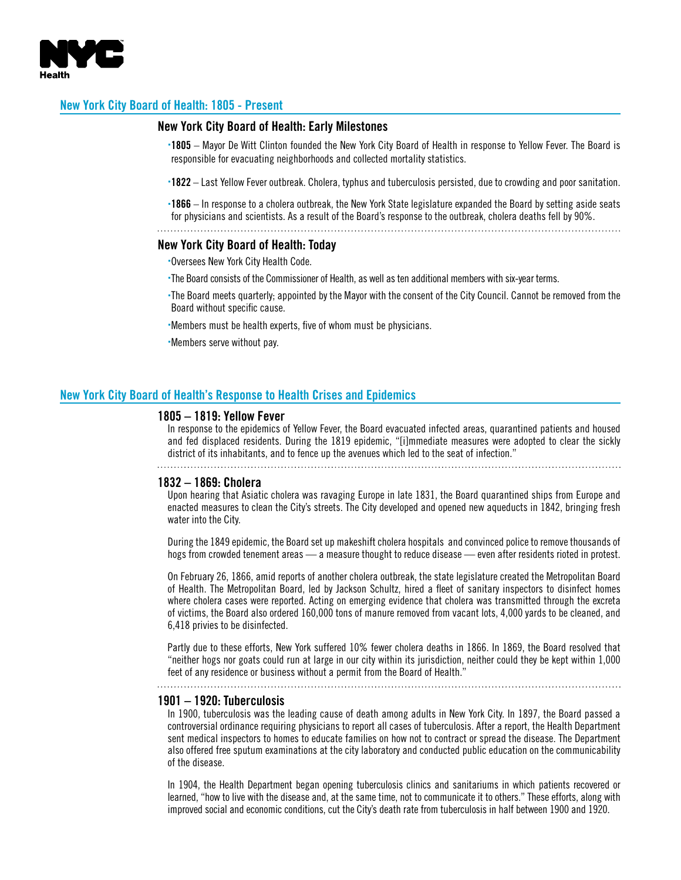## New York City Board of Health: 1805 - Present

### New York City Board of Health: Early Milestones

- **1805** – Mayor De Witt Clinton founded the New York City Board of Health in response to Yellow Fever. The Board is responsible for evacuating neighborhoods and collected mortality statistics.
- **1822** – Last Yellow Fever outbreak. Cholera, typhus and tuberculosis persisted, due to crowding and poor sanitation.
- **1866** – In response to a cholera outbreak, the New York State legislature expanded the Board by setting aside seats for physicians and scientists. As a result of the Board's response to the outbreak, cholera deaths fell by 90%.

### New York City Board of Health: Today

- Oversees New York City Health Code.
- The Board consists of the Commissioner of Health, as well as ten additional members with six-year terms.
- The Board meets quarterly; appointed by the Mayor with the consent of the City Council. Cannot be removed from the Board without specific cause.
- Members must be health experts, five of whom must be physicians.
- Members serve without pay.

## New York City Board of Health's Response to Health Crises and Epidemics

### 1805 – 1819: Yellow Fever

In response to the epidemics of Yellow Fever, the Board evacuated infected areas, quarantined patients and housed and fed displaced residents. During the 1819 epidemic, "[i]mmediate measures were adopted to clear the sickly district of its inhabitants, and to fence up the avenues which led to the seat of infection."

### 1832 – 1869: Cholera

Upon hearing that Asiatic cholera was ravaging Europe in late 1831, the Board quarantined ships from Europe and enacted measures to clean the City's streets. The City developed and opened new aqueducts in 1842, bringing fresh water into the City.

During the 1849 epidemic, the Board set up makeshift cholera hospitals and convinced police to remove thousands of hogs from crowded tenement areas — a measure thought to reduce disease — even after residents rioted in protest.

On February 26, 1866, amid reports of another cholera outbreak, the state legislature created the Metropolitan Board of Health. The Metropolitan Board, led by Jackson Schultz, hired a fleet of sanitary inspectors to disinfect homes where cholera cases were reported. Acting on emerging evidence that cholera was transmitted through the excreta of victims, the Board also ordered 160,000 tons of manure removed from vacant lots, 4,000 yards to be cleaned, and 6,418 privies to be disinfected.

Partly due to these efforts, New York suffered 10% fewer cholera deaths in 1866. In 1869, the Board resolved that "neither hogs nor goats could run at large in our city within its jurisdiction, neither could they be kept within 1,000 feet of any residence or business without a permit from the Board of Health."

### 1901 – 1920: Tuberculosis

In 1900, tuberculosis was the leading cause of death among adults in New York City. In 1897, the Board passed a controversial ordinance requiring physicians to report all cases of tuberculosis. After a report, the Health Department sent medical inspectors to homes to educate families on how not to contract or spread the disease. The Department also offered free sputum examinations at the city laboratory and conducted public education on the communicability of the disease.

In 1904, the Health Department began opening tuberculosis clinics and sanitariums in which patients recovered or learned, "how to live with the disease and, at the same time, not to communicate it to others." These efforts, along with improved social and economic conditions, cut the City's death rate from tuberculosis in half between 1900 and 1920.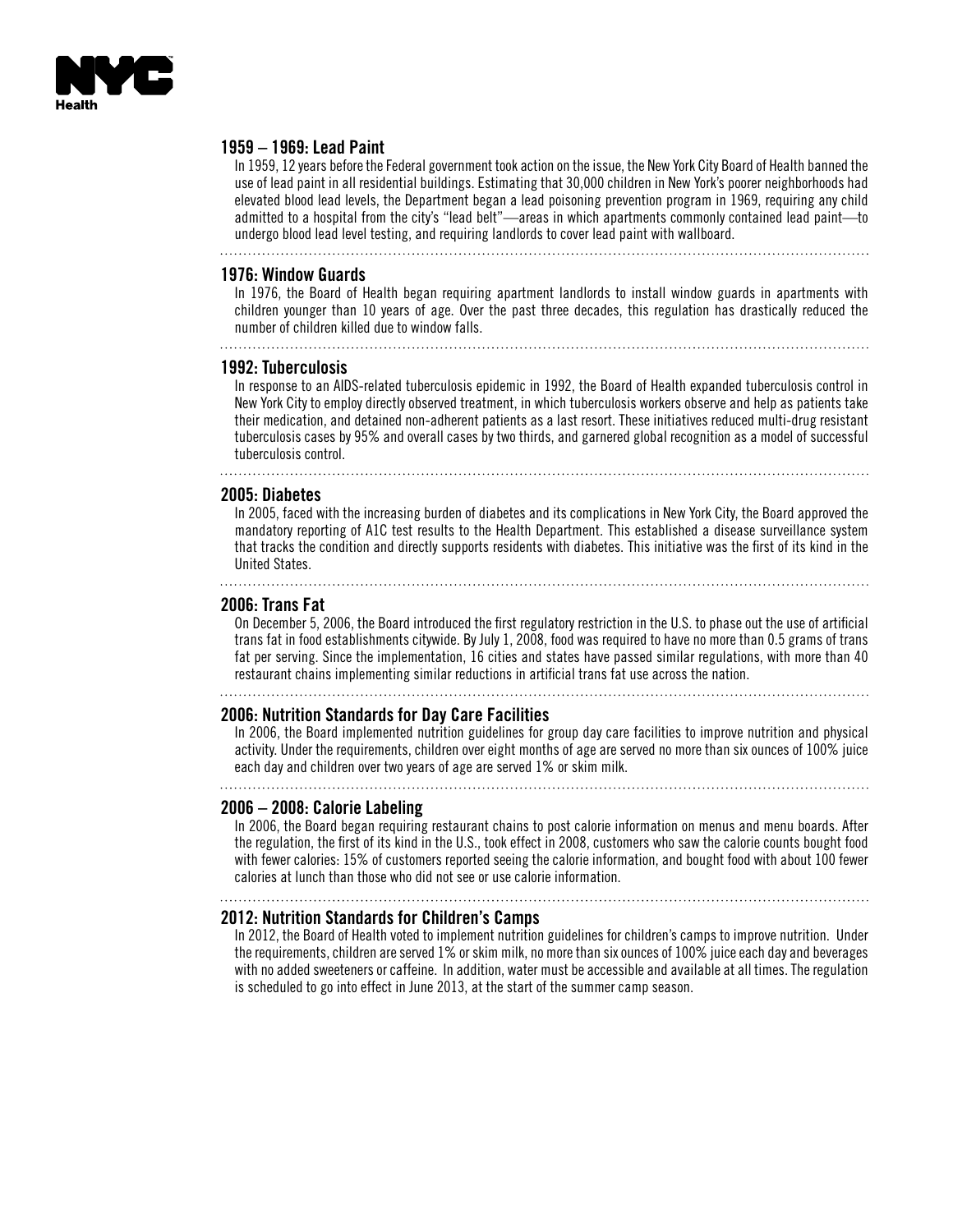## 1959 – 1969: Lead Paint

In 1959, 12 years before the Federal government took action on the issue, the New York City Board of Health banned the use of lead paint in all residential buildings. Estimating that 30,000 children in New York's poorer neighborhoods had elevated blood lead levels, the Department began a lead poisoning prevention program in 1969, requiring any child admitted to a hospital from the city's "lead belt"—areas in which apartments commonly contained lead paint—to undergo blood lead level testing, and requiring landlords to cover lead paint with wallboard.

## 1976: Window Guards

In 1976, the Board of Health began requiring apartment landlords to install window guards in apartments with children younger than 10 years of age. Over the past three decades, this regulation has drastically reduced the number of children killed due to window falls.

## 1992: Tuberculosis

In response to an AIDS-related tuberculosis epidemic in 1992, the Board of Health expanded tuberculosis control in New York City to employ directly observed treatment, in which tuberculosis workers observe and help as patients take their medication, and detained non-adherent patients as a last resort. These initiatives reduced multi-drug resistant tuberculosis cases by 95% and overall cases by two thirds, and garnered global recognition as a model of successful tuberculosis control.

## 2005: Diabetes

In 2005, faced with the increasing burden of diabetes and its complications in New York City, the Board approved the mandatory reporting of A1C test results to the Health Department. This established a disease surveillance system that tracks the condition and directly supports residents with diabetes. This initiative was the first of its kind in the United States.

## 2006: Trans Fat

On December 5, 2006, the Board introduced the first regulatory restriction in the U.S. to phase out the use of artificial trans fat in food establishments citywide. By July 1, 2008, food was required to have no more than 0.5 grams of trans fat per serving. Since the implementation, 16 cities and states have passed similar regulations, with more than 40 restaurant chains implementing similar reductions in artificial trans fat use across the nation.

## 2006: Nutrition Standards for Day Care Facilities

In 2006, the Board implemented nutrition guidelines for group day care facilities to improve nutrition and physical activity. Under the requirements, children over eight months of age are served no more than six ounces of 100% juice each day and children over two years of age are served 1% or skim milk.

## 2006 – 2008: Calorie Labeling

In 2006, the Board began requiring restaurant chains to post calorie information on menus and menu boards. After the regulation, the first of its kind in the U.S., took effect in 2008, customers who saw the calorie counts bought food with fewer calories: 15% of customers reported seeing the calorie information, and bought food with about 100 fewer calories at lunch than those who did not see or use calorie information.

## 2012: Nutrition Standards for Children's Camps

In 2012, the Board of Health voted to implement nutrition guidelines for children's camps to improve nutrition. Under the requirements, children are served 1% or skim milk, no more than six ounces of 100% juice each day and beverages with no added sweeteners or caffeine. In addition, water must be accessible and available at all times. The regulation is scheduled to go into effect in June 2013, at the start of the summer camp season.